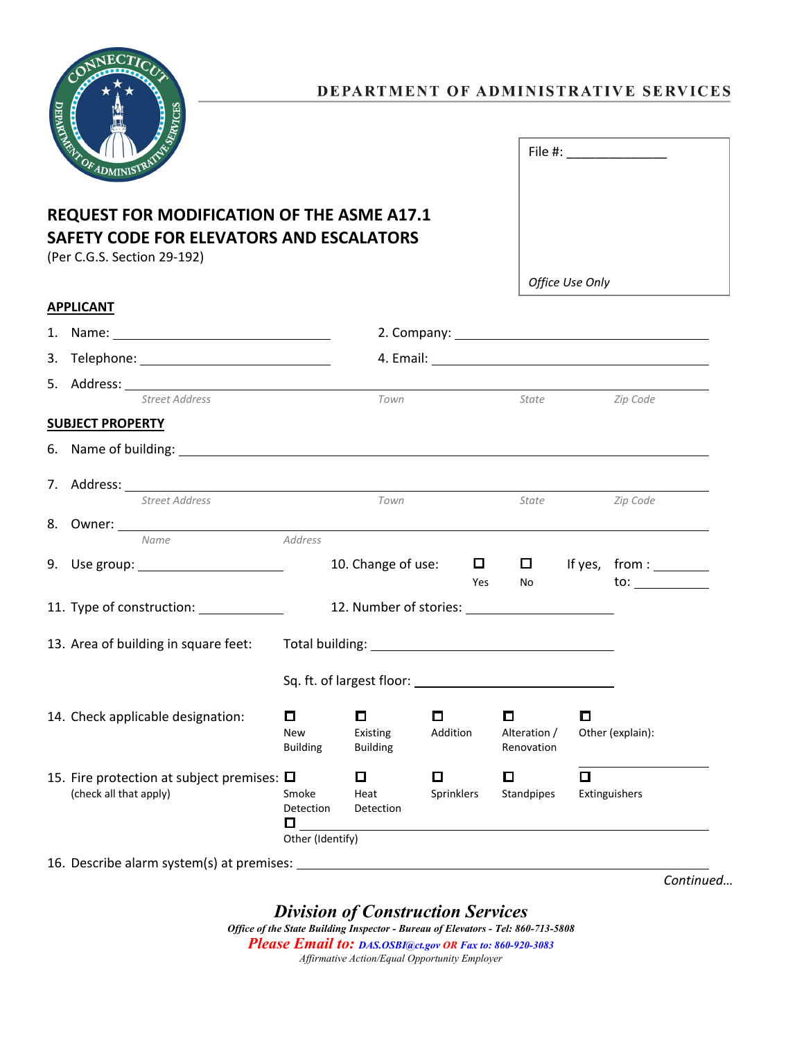DEPARTMENT OF ADMINISTRATIVE SERVICES

File #: ______________

*Office Use Only*

# REQUEST FOR MODIFICATION OF THE ASME A17.1 SAFETY CODE FOR ELEVATORS AND ESCALATORS

(Per C.G.S. Section 29-192)

## APPLICANT

1. Name: ______________________ 2. Company: ______________________
3. Telephone: ______________________ 4. Email: ______________________
5. Address: ______________________
   *Street Address* *Town* *State* *Zip Code*

## SUBJECT PROPERTY

6. Name of building: ______________________
7. Address: ______________________
   *Street Address* *Town* *State* *Zip Code*
8. Owner: ______________________
   *Name* *Address*
9. Use group: ______________ 10. Change of use: ☐ Yes ☐ No If yes, from : ________ to: ________
11. Type of construction: __________ 12. Number of stories: ______________
13. Area of building in square feet: Total building: ______________

    Sq. ft. of largest floor: ______________
14. Check applicable designation: ☐ New Building ☐ Existing Building ☐ Addition ☐ Alteration / Renovation ☐ Other (explain): ______________
15. Fire protection at subject premises: (check all that apply) ☐ Smoke Detection ☐ Heat Detection ☐ Sprinklers ☐ Standpipes ☐ Extinguishers ☐ Other (Identify) ______________
16. Describe alarm system(s) at premises: ______________________

*Continued…*

***Division of Construction Services***

***Office of the State Building Inspector - Bureau of Elevators - Tel: 860-713-5808***

***Please Email to: DAS.OSBI@ct.gov OR Fax to: 860-920-3083***

*Affirmative Action/Equal Opportunity Employer*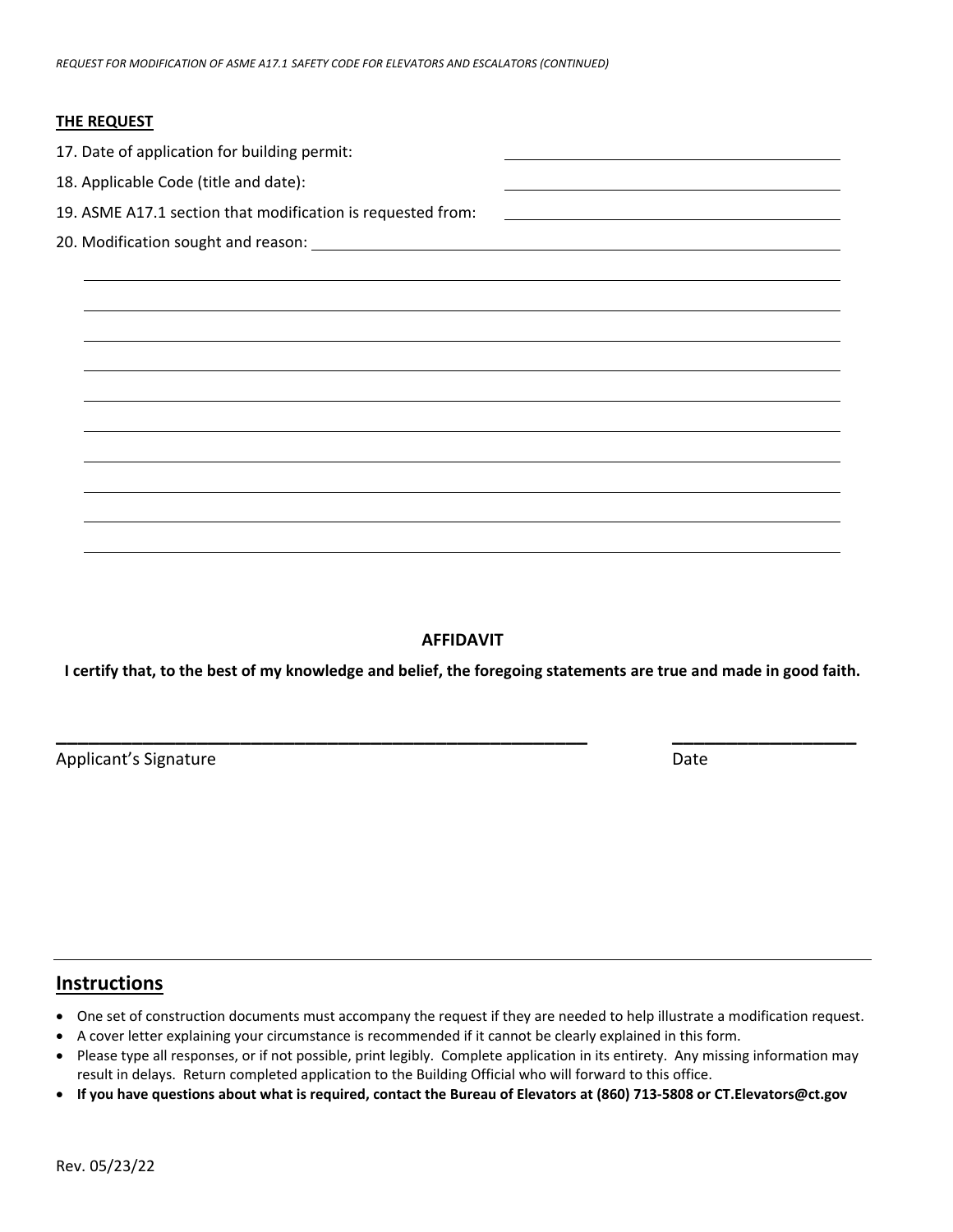**THE REQUEST**

17. Date of application for building permit: ______________________________

18. Applicable Code (title and date): ______________________________

19. ASME A17.1 section that modification is requested from: ______________________________

20. Modification sought and reason: ______________________________

______________________________________________________________________

______________________________________________________________________

______________________________________________________________________

______________________________________________________________________

______________________________________________________________________

______________________________________________________________________

______________________________________________________________________

______________________________________________________________________

______________________________________________________________________

______________________________________________________________________

**AFFIDAVIT**

**I certify that, to the best of my knowledge and belief, the foregoing statements are true and made in good faith.**

______________________________________________ ____________________

Applicant's Signature Date

## Instructions

- One set of construction documents must accompany the request if they are needed to help illustrate a modification request.
- A cover letter explaining your circumstance is recommended if it cannot be clearly explained in this form.
- Please type all responses, or if not possible, print legibly. Complete application in its entirety. Any missing information may result in delays. Return completed application to the Building Official who will forward to this office.
- **If you have questions about what is required, contact the Bureau of Elevators at (860) 713-5808 or CT.Elevators@ct.gov**

Rev. 05/23/22